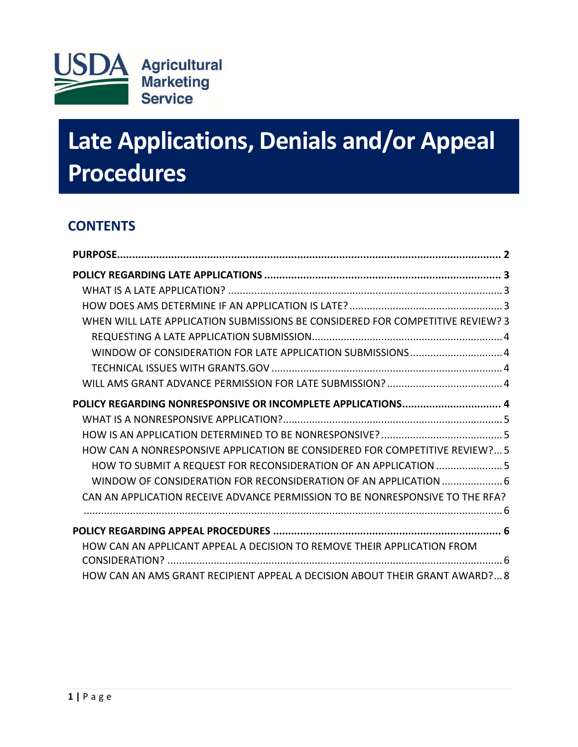USDA Agricultural Marketing Service

# Late Applications, Denials and/or Appeal Procedures

## CONTENTS

**PURPOSE** .......... **2**

**POLICY REGARDING LATE APPLICATIONS** .......... **3**

- WHAT IS A LATE APPLICATION? .......... 3
- HOW DOES AMS DETERMINE IF AN APPLICATION IS LATE? .......... 3
- WHEN WILL LATE APPLICATION SUBMISSIONS BE CONSIDERED FOR COMPETITIVE REVIEW? 3
  - REQUESTING A LATE APPLICATION SUBMISSION .......... 4
  - WINDOW OF CONSIDERATION FOR LATE APPLICATION SUBMISSIONS .......... 4
  - TECHNICAL ISSUES WITH GRANTS.GOV .......... 4
- WILL AMS GRANT ADVANCE PERMISSION FOR LATE SUBMISSION? .......... 4

**POLICY REGARDING NONRESPONSIVE OR INCOMPLETE APPLICATIONS** .......... **4**

- WHAT IS A NONRESPONSIVE APPLICATION? .......... 5
- HOW IS AN APPLICATION DETERMINED TO BE NONRESPONSIVE? .......... 5
- HOW CAN A NONRESPONSIVE APPLICATION BE CONSIDERED FOR COMPETITIVE REVIEW? .......... 5
  - HOW TO SUBMIT A REQUEST FOR RECONSIDERATION OF AN APPLICATION .......... 5
  - WINDOW OF CONSIDERATION FOR RECONSIDERATION OF AN APPLICATION .......... 6
- CAN AN APPLICATION RECEIVE ADVANCE PERMISSION TO BE NONRESPONSIVE TO THE RFA? .......... 6

**POLICY REGARDING APPEAL PROCEDURES** .......... **6**

- HOW CAN AN APPLICANT APPEAL A DECISION TO REMOVE THEIR APPLICATION FROM CONSIDERATION? .......... 6
- HOW CAN AN AMS GRANT RECIPIENT APPEAL A DECISION ABOUT THEIR GRANT AWARD? .......... 8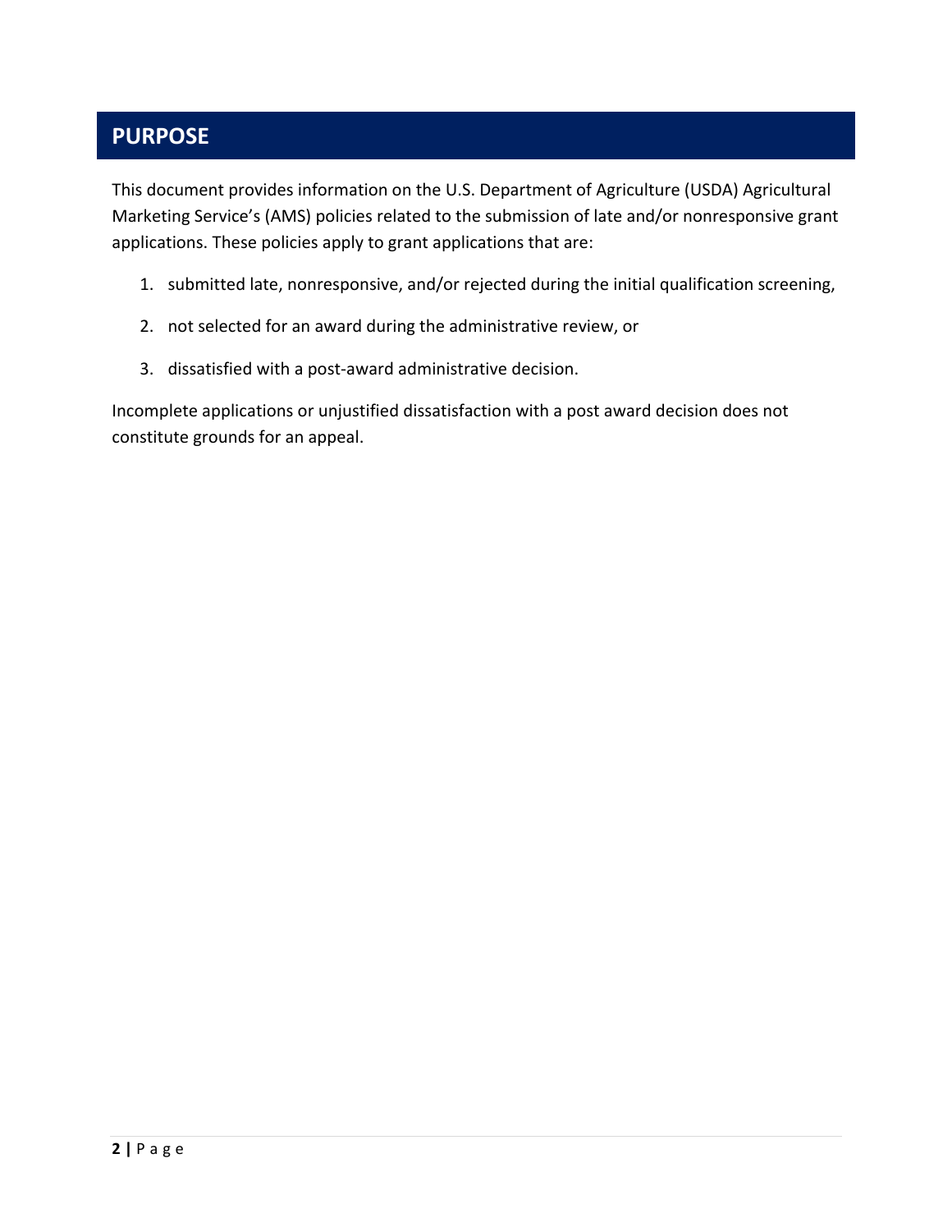## PURPOSE

This document provides information on the U.S. Department of Agriculture (USDA) Agricultural Marketing Service's (AMS) policies related to the submission of late and/or nonresponsive grant applications. These policies apply to grant applications that are:

1. submitted late, nonresponsive, and/or rejected during the initial qualification screening,
2. not selected for an award during the administrative review, or
3. dissatisfied with a post-award administrative decision.

Incomplete applications or unjustified dissatisfaction with a post award decision does not constitute grounds for an appeal.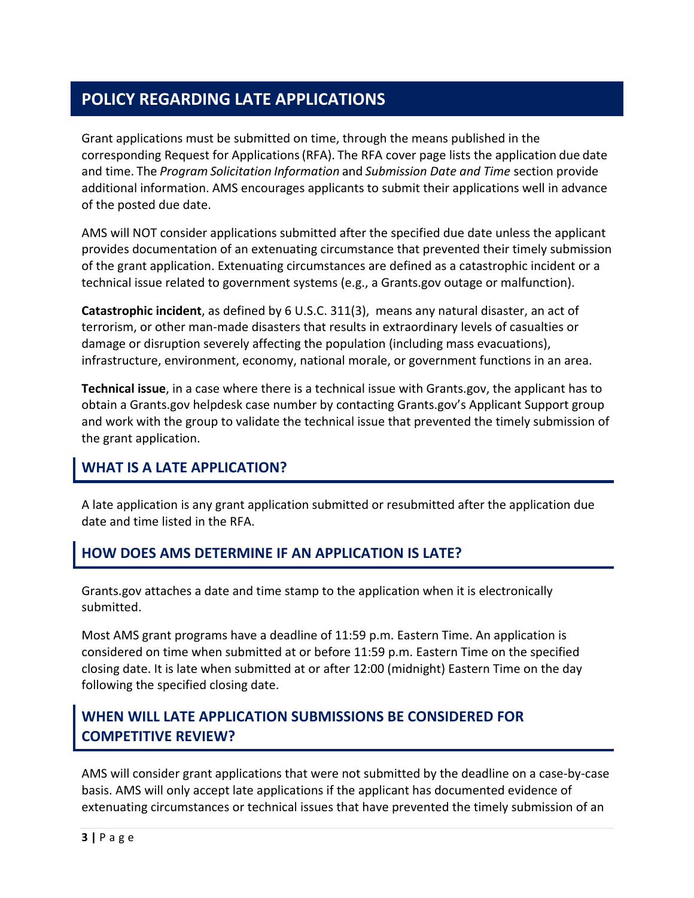## POLICY REGARDING LATE APPLICATIONS

Grant applications must be submitted on time, through the means published in the corresponding Request for Applications (RFA). The RFA cover page lists the application due date and time. The *Program Solicitation Information* and *Submission Date and Time* section provide additional information. AMS encourages applicants to submit their applications well in advance of the posted due date.

AMS will NOT consider applications submitted after the specified due date unless the applicant provides documentation of an extenuating circumstance that prevented their timely submission of the grant application. Extenuating circumstances are defined as a catastrophic incident or a technical issue related to government systems (e.g., a Grants.gov outage or malfunction).

**Catastrophic incident**, as defined by 6 U.S.C. 311(3), means any natural disaster, an act of terrorism, or other man-made disasters that results in extraordinary levels of casualties or damage or disruption severely affecting the population (including mass evacuations), infrastructure, environment, economy, national morale, or government functions in an area.

**Technical issue**, in a case where there is a technical issue with Grants.gov, the applicant has to obtain a Grants.gov helpdesk case number by contacting Grants.gov's Applicant Support group and work with the group to validate the technical issue that prevented the timely submission of the grant application.

### WHAT IS A LATE APPLICATION?

A late application is any grant application submitted or resubmitted after the application due date and time listed in the RFA.

### HOW DOES AMS DETERMINE IF AN APPLICATION IS LATE?

Grants.gov attaches a date and time stamp to the application when it is electronically submitted.

Most AMS grant programs have a deadline of 11:59 p.m. Eastern Time. An application is considered on time when submitted at or before 11:59 p.m. Eastern Time on the specified closing date. It is late when submitted at or after 12:00 (midnight) Eastern Time on the day following the specified closing date.

### WHEN WILL LATE APPLICATION SUBMISSIONS BE CONSIDERED FOR COMPETITIVE REVIEW?

AMS will consider grant applications that were not submitted by the deadline on a case-by-case basis. AMS will only accept late applications if the applicant has documented evidence of extenuating circumstances or technical issues that have prevented the timely submission of an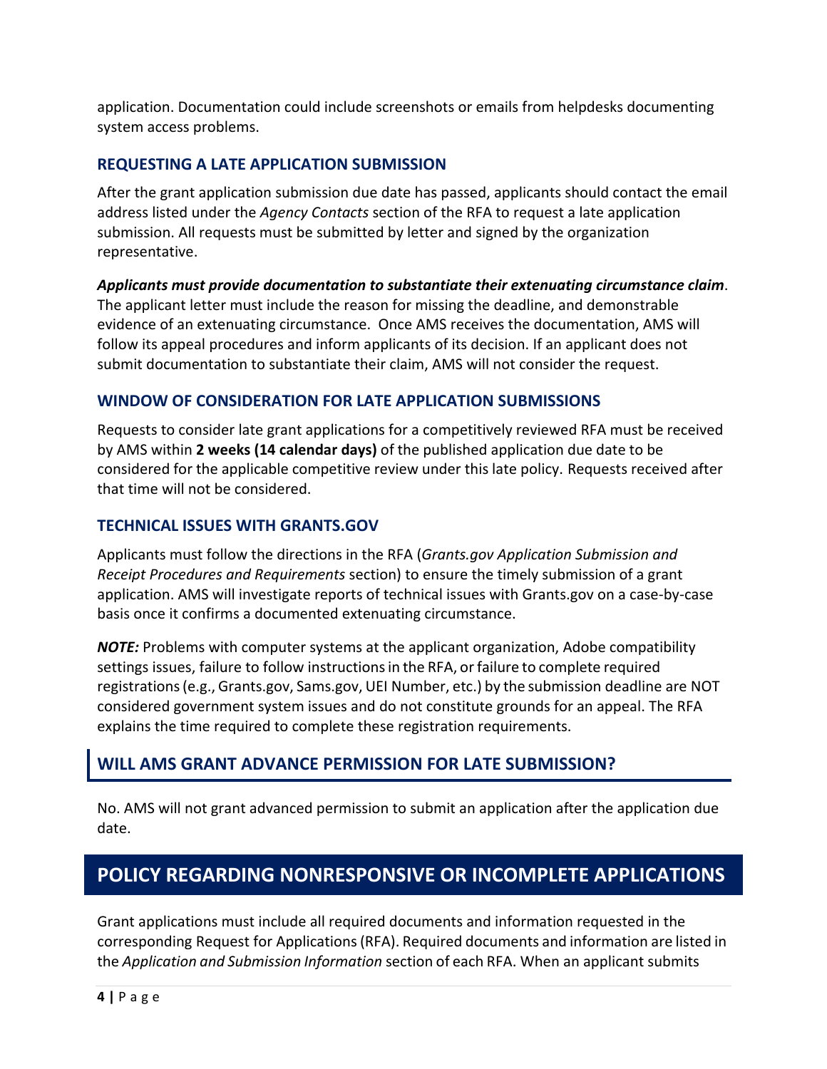application. Documentation could include screenshots or emails from helpdesks documenting system access problems.

### REQUESTING A LATE APPLICATION SUBMISSION

After the grant application submission due date has passed, applicants should contact the email address listed under the *Agency Contacts* section of the RFA to request a late application submission. All requests must be submitted by letter and signed by the organization representative.

***Applicants must provide documentation to substantiate their extenuating circumstance claim***. The applicant letter must include the reason for missing the deadline, and demonstrable evidence of an extenuating circumstance. Once AMS receives the documentation, AMS will follow its appeal procedures and inform applicants of its decision. If an applicant does not submit documentation to substantiate their claim, AMS will not consider the request.

### WINDOW OF CONSIDERATION FOR LATE APPLICATION SUBMISSIONS

Requests to consider late grant applications for a competitively reviewed RFA must be received by AMS within **2 weeks (14 calendar days)** of the published application due date to be considered for the applicable competitive review under this late policy. Requests received after that time will not be considered.

### TECHNICAL ISSUES WITH GRANTS.GOV

Applicants must follow the directions in the RFA (*Grants.gov Application Submission and Receipt Procedures and Requirements* section) to ensure the timely submission of a grant application. AMS will investigate reports of technical issues with Grants.gov on a case-by-case basis once it confirms a documented extenuating circumstance.

***NOTE:*** Problems with computer systems at the applicant organization, Adobe compatibility settings issues, failure to follow instructions in the RFA, or failure to complete required registrations (e.g., Grants.gov, Sams.gov, UEI Number, etc.) by the submission deadline are NOT considered government system issues and do not constitute grounds for an appeal. The RFA explains the time required to complete these registration requirements.

## WILL AMS GRANT ADVANCE PERMISSION FOR LATE SUBMISSION?

No. AMS will not grant advanced permission to submit an application after the application due date.

# POLICY REGARDING NONRESPONSIVE OR INCOMPLETE APPLICATIONS

Grant applications must include all required documents and information requested in the corresponding Request for Applications (RFA). Required documents and information are listed in the *Application and Submission Information* section of each RFA. When an applicant submits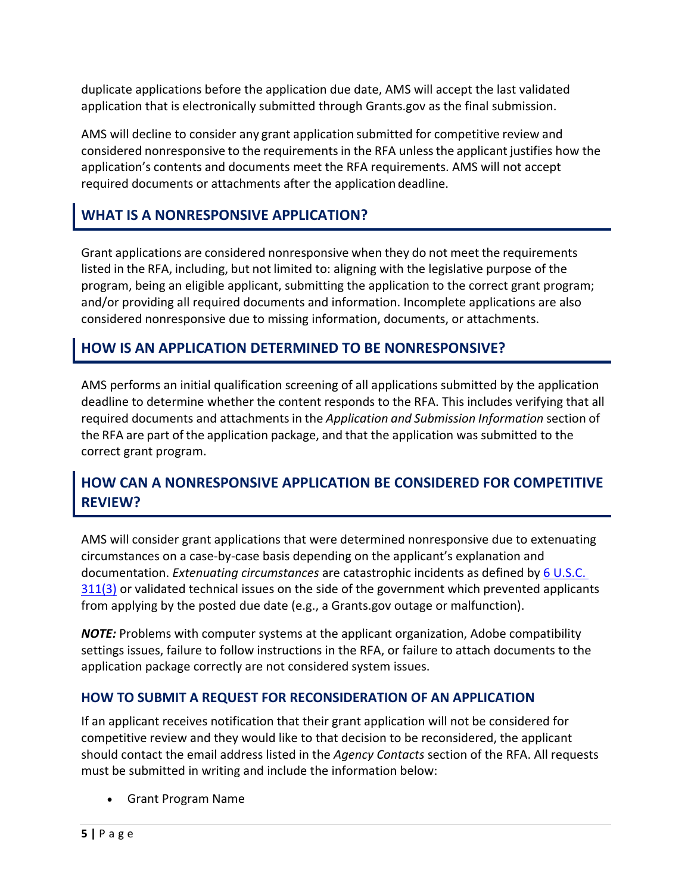duplicate applications before the application due date, AMS will accept the last validated application that is electronically submitted through Grants.gov as the final submission.

AMS will decline to consider any grant application submitted for competitive review and considered nonresponsive to the requirements in the RFA unless the applicant justifies how the application's contents and documents meet the RFA requirements. AMS will not accept required documents or attachments after the application deadline.

## WHAT IS A NONRESPONSIVE APPLICATION?

Grant applications are considered nonresponsive when they do not meet the requirements listed in the RFA, including, but not limited to: aligning with the legislative purpose of the program, being an eligible applicant, submitting the application to the correct grant program; and/or providing all required documents and information. Incomplete applications are also considered nonresponsive due to missing information, documents, or attachments.

## HOW IS AN APPLICATION DETERMINED TO BE NONRESPONSIVE?

AMS performs an initial qualification screening of all applications submitted by the application deadline to determine whether the content responds to the RFA. This includes verifying that all required documents and attachments in the *Application and Submission Information* section of the RFA are part of the application package, and that the application was submitted to the correct grant program.

## HOW CAN A NONRESPONSIVE APPLICATION BE CONSIDERED FOR COMPETITIVE REVIEW?

AMS will consider grant applications that were determined nonresponsive due to extenuating circumstances on a case-by-case basis depending on the applicant's explanation and documentation. *Extenuating circumstances* are catastrophic incidents as defined by 6 U.S.C. 311(3) or validated technical issues on the side of the government which prevented applicants from applying by the posted due date (e.g., a Grants.gov outage or malfunction).

***NOTE:*** Problems with computer systems at the applicant organization, Adobe compatibility settings issues, failure to follow instructions in the RFA, or failure to attach documents to the application package correctly are not considered system issues.

### HOW TO SUBMIT A REQUEST FOR RECONSIDERATION OF AN APPLICATION

If an applicant receives notification that their grant application will not be considered for competitive review and they would like to that decision to be reconsidered, the applicant should contact the email address listed in the *Agency Contacts* section of the RFA. All requests must be submitted in writing and include the information below:

- Grant Program Name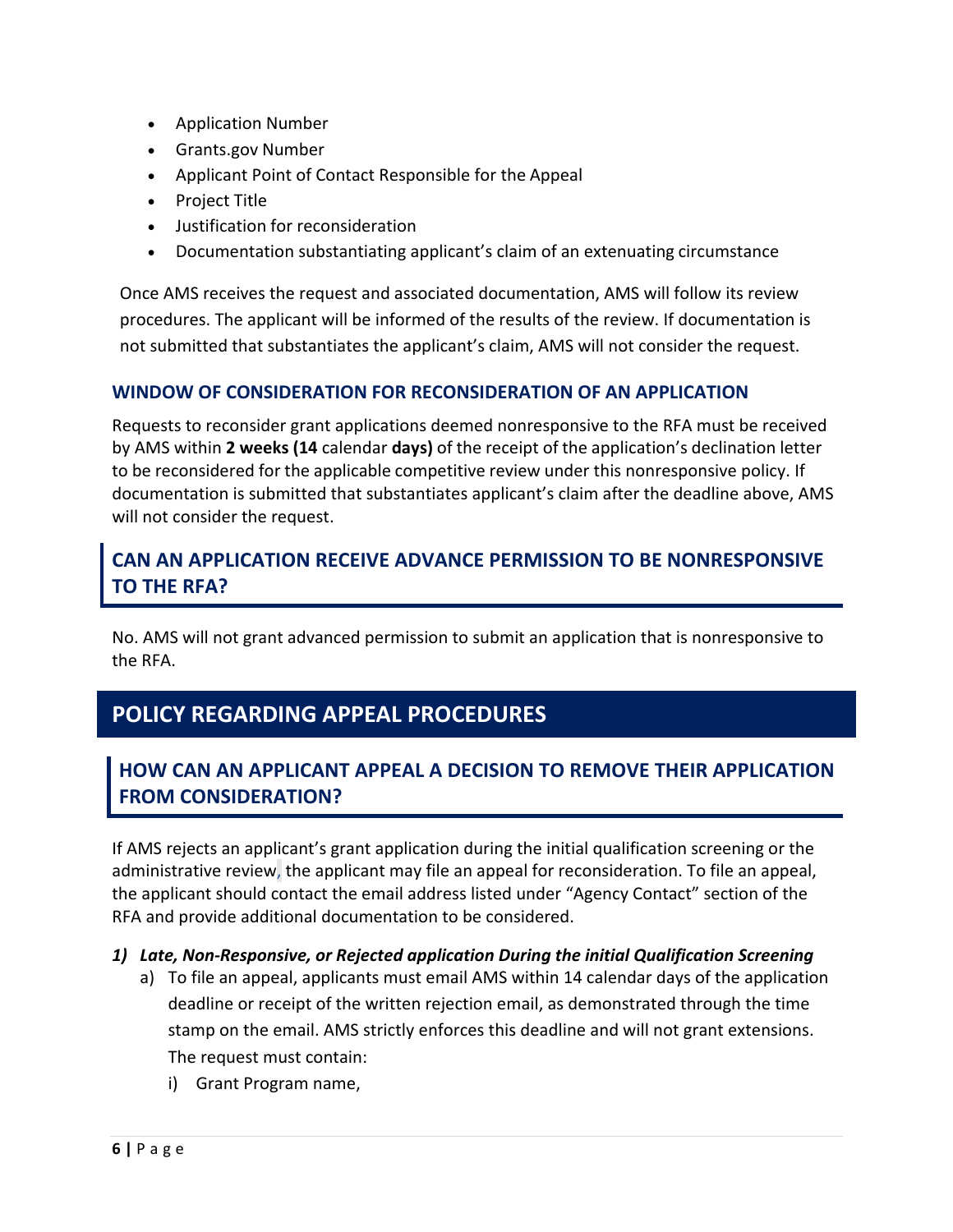- Application Number
- Grants.gov Number
- Applicant Point of Contact Responsible for the Appeal
- Project Title
- Justification for reconsideration
- Documentation substantiating applicant's claim of an extenuating circumstance

Once AMS receives the request and associated documentation, AMS will follow its review procedures. The applicant will be informed of the results of the review. If documentation is not submitted that substantiates the applicant's claim, AMS will not consider the request.

### WINDOW OF CONSIDERATION FOR RECONSIDERATION OF AN APPLICATION

Requests to reconsider grant applications deemed nonresponsive to the RFA must be received by AMS within **2 weeks (14** calendar **days)** of the receipt of the application's declination letter to be reconsidered for the applicable competitive review under this nonresponsive policy. If documentation is submitted that substantiates applicant's claim after the deadline above, AMS will not consider the request.

## CAN AN APPLICATION RECEIVE ADVANCE PERMISSION TO BE NONRESPONSIVE TO THE RFA?

No. AMS will not grant advanced permission to submit an application that is nonresponsive to the RFA.

# POLICY REGARDING APPEAL PROCEDURES

## HOW CAN AN APPLICANT APPEAL A DECISION TO REMOVE THEIR APPLICATION FROM CONSIDERATION?

If AMS rejects an applicant's grant application during the initial qualification screening or the administrative review, the applicant may file an appeal for reconsideration. To file an appeal, the applicant should contact the email address listed under "Agency Contact" section of the RFA and provide additional documentation to be considered.

1) ***Late, Non-Responsive, or Rejected application During the initial Qualification Screening***
   a) To file an appeal, applicants must email AMS within 14 calendar days of the application deadline or receipt of the written rejection email, as demonstrated through the time stamp on the email. AMS strictly enforces this deadline and will not grant extensions. The request must contain:
      i) Grant Program name,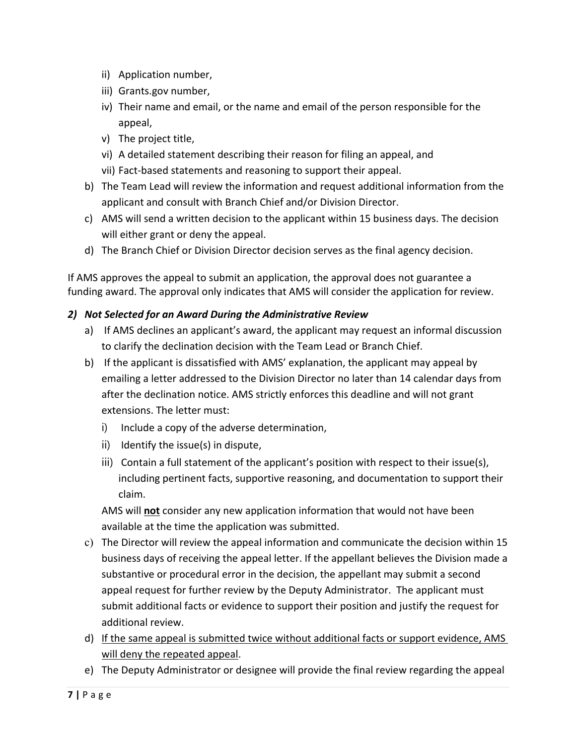ii) Application number,
  iii) Grants.gov number,
  iv) Their name and email, or the name and email of the person responsible for the appeal,
  v) The project title,
  vi) A detailed statement describing their reason for filing an appeal, and
  vii) Fact-based statements and reasoning to support their appeal.

b) The Team Lead will review the information and request additional information from the applicant and consult with Branch Chief and/or Division Director.
c) AMS will send a written decision to the applicant within 15 business days. The decision will either grant or deny the appeal.
d) The Branch Chief or Division Director decision serves as the final agency decision.

If AMS approves the appeal to submit an application, the approval does not guarantee a funding award. The approval only indicates that AMS will consider the application for review.

### *2) Not Selected for an Award During the Administrative Review*

a) If AMS declines an applicant's award, the applicant may request an informal discussion to clarify the declination decision with the Team Lead or Branch Chief.
b) If the applicant is dissatisfied with AMS' explanation, the applicant may appeal by emailing a letter addressed to the Division Director no later than 14 calendar days from after the declination notice. AMS strictly enforces this deadline and will not grant extensions. The letter must:
  i) Include a copy of the adverse determination,
  ii) Identify the issue(s) in dispute,
  iii) Contain a full statement of the applicant's position with respect to their issue(s), including pertinent facts, supportive reasoning, and documentation to support their claim.

  AMS will <u>**not**</u> consider any new application information that would not have been available at the time the application was submitted.
c) The Director will review the appeal information and communicate the decision within 15 business days of receiving the appeal letter. If the appellant believes the Division made a substantive or procedural error in the decision, the appellant may submit a second appeal request for further review by the Deputy Administrator. The applicant must submit additional facts or evidence to support their position and justify the request for additional review.
d) <u>If the same appeal is submitted twice without additional facts or support evidence, AMS will deny the repeated appeal</u>.
e) The Deputy Administrator or designee will provide the final review regarding the appeal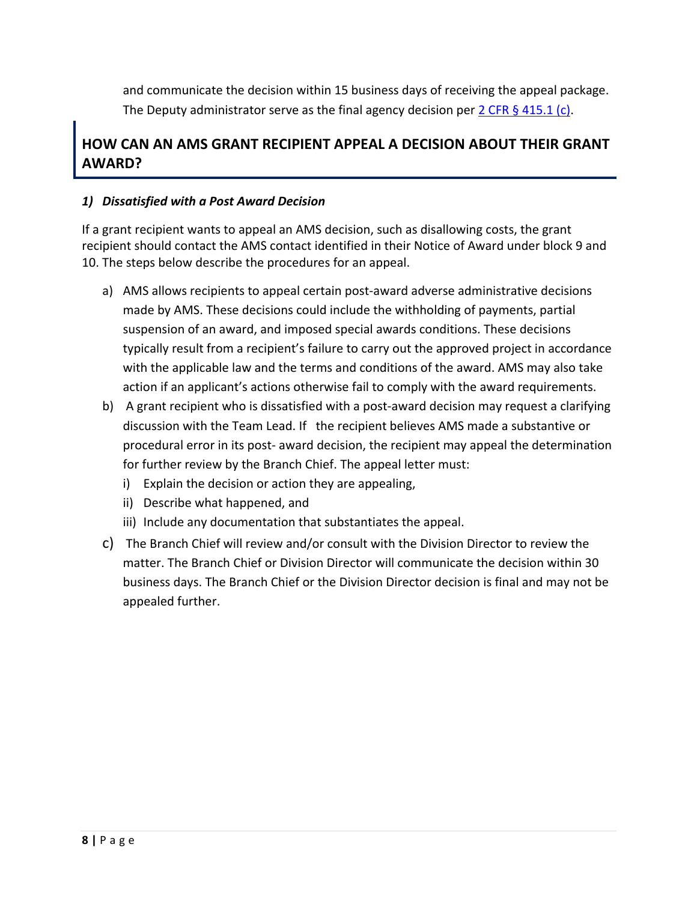and communicate the decision within 15 business days of receiving the appeal package. The Deputy administrator serve as the final agency decision per 2 CFR § 415.1 (c).

## HOW CAN AN AMS GRANT RECIPIENT APPEAL A DECISION ABOUT THEIR GRANT AWARD?

### *1) Dissatisfied with a Post Award Decision*

If a grant recipient wants to appeal an AMS decision, such as disallowing costs, the grant recipient should contact the AMS contact identified in their Notice of Award under block 9 and 10. The steps below describe the procedures for an appeal.

a) AMS allows recipients to appeal certain post-award adverse administrative decisions made by AMS. These decisions could include the withholding of payments, partial suspension of an award, and imposed special awards conditions. These decisions typically result from a recipient's failure to carry out the approved project in accordance with the applicable law and the terms and conditions of the award. AMS may also take action if an applicant's actions otherwise fail to comply with the award requirements.

b) A grant recipient who is dissatisfied with a post-award decision may request a clarifying discussion with the Team Lead. If the recipient believes AMS made a substantive or procedural error in its post- award decision, the recipient may appeal the determination for further review by the Branch Chief. The appeal letter must:

   i) Explain the decision or action they are appealing,

   ii) Describe what happened, and

   iii) Include any documentation that substantiates the appeal.

c) The Branch Chief will review and/or consult with the Division Director to review the matter. The Branch Chief or Division Director will communicate the decision within 30 business days. The Branch Chief or the Division Director decision is final and may not be appealed further.